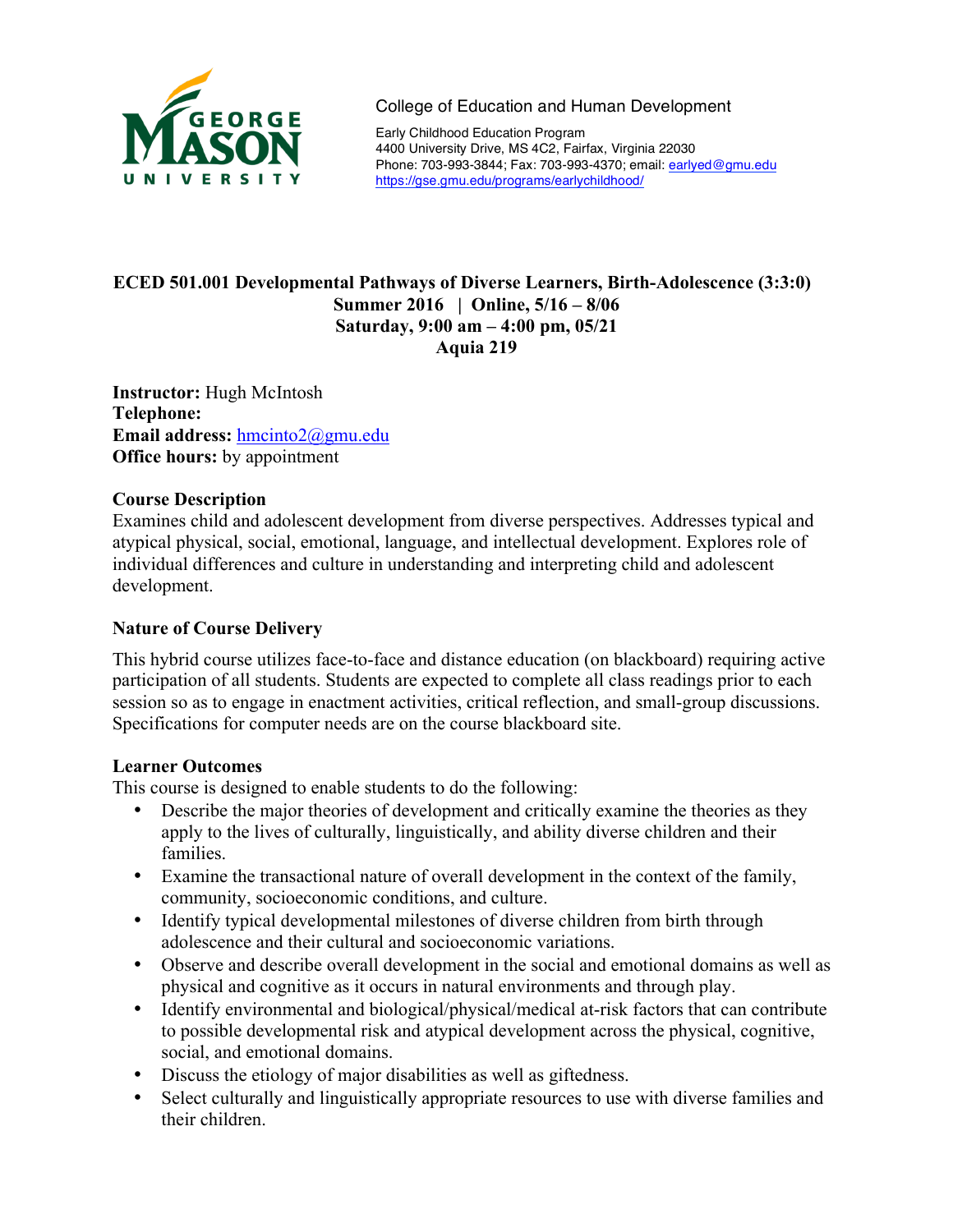College of Education and Human Development

Early Childhood Education Program
4400 University Drive, MS 4C2, Fairfax, Virginia 22030
Phone: 703-993-3844; Fax: 703-993-4370; email: earlyed@gmu.edu
https://gse.gmu.edu/programs/earlychildhood/

**ECED 501.001 Developmental Pathways of Diverse Learners, Birth-Adolescence (3:3:0)**
**Summer 2016 | Online, 5/16 – 8/06**
**Saturday, 9:00 am – 4:00 pm, 05/21**
**Aquia 219**

**Instructor:** Hugh McIntosh
**Telephone:**
**Email address:** hmcinto2@gmu.edu
**Office hours:** by appointment

### Course Description

Examines child and adolescent development from diverse perspectives. Addresses typical and atypical physical, social, emotional, language, and intellectual development. Explores role of individual differences and culture in understanding and interpreting child and adolescent development.

### Nature of Course Delivery

This hybrid course utilizes face-to-face and distance education (on blackboard) requiring active participation of all students. Students are expected to complete all class readings prior to each session so as to engage in enactment activities, critical reflection, and small-group discussions. Specifications for computer needs are on the course blackboard site.

### Learner Outcomes

This course is designed to enable students to do the following:

- Describe the major theories of development and critically examine the theories as they apply to the lives of culturally, linguistically, and ability diverse children and their families.
- Examine the transactional nature of overall development in the context of the family, community, socioeconomic conditions, and culture.
- Identify typical developmental milestones of diverse children from birth through adolescence and their cultural and socioeconomic variations.
- Observe and describe overall development in the social and emotional domains as well as physical and cognitive as it occurs in natural environments and through play.
- Identify environmental and biological/physical/medical at-risk factors that can contribute to possible developmental risk and atypical development across the physical, cognitive, social, and emotional domains.
- Discuss the etiology of major disabilities as well as giftedness.
- Select culturally and linguistically appropriate resources to use with diverse families and their children.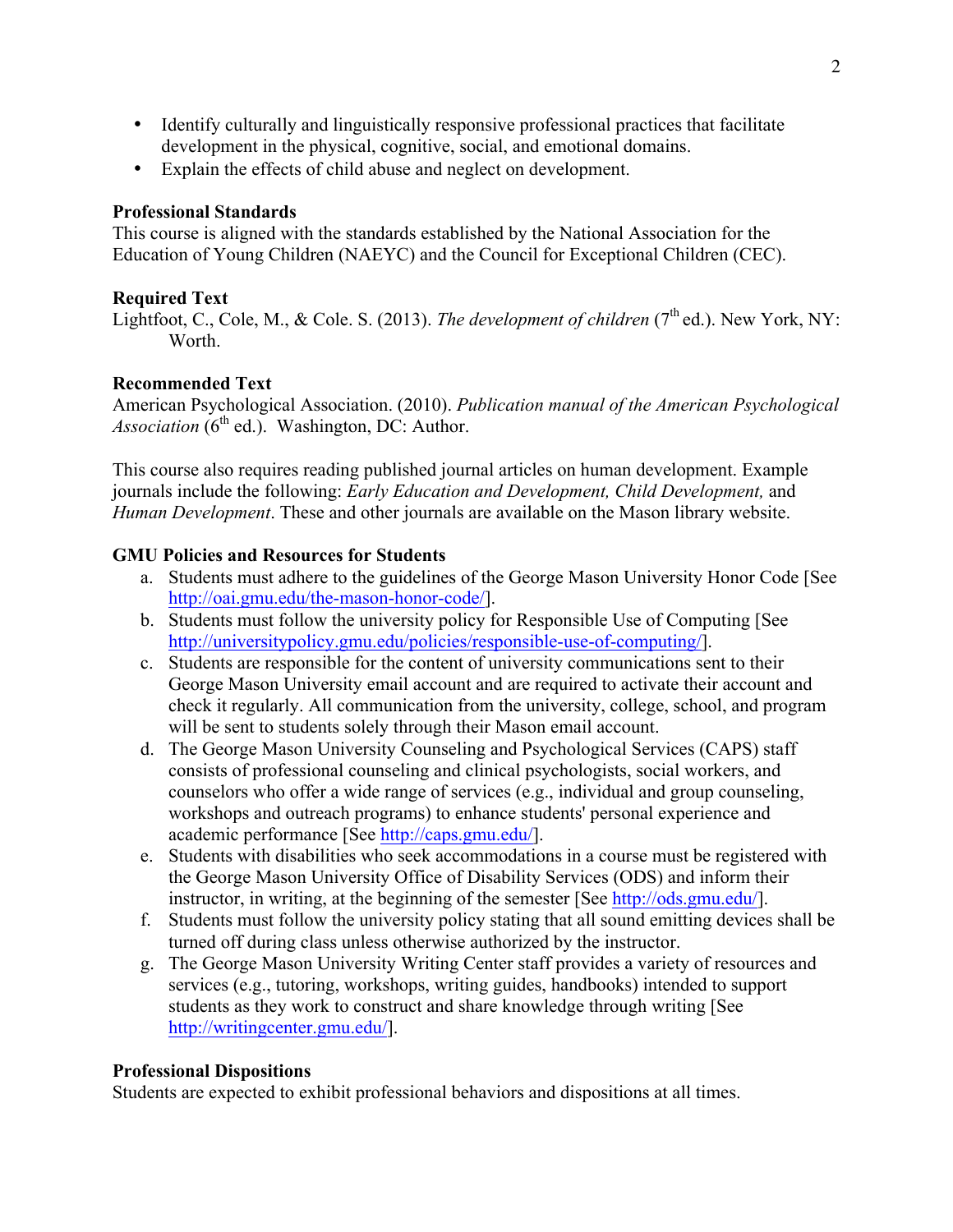- Identify culturally and linguistically responsive professional practices that facilitate development in the physical, cognitive, social, and emotional domains.
- Explain the effects of child abuse and neglect on development.

**Professional Standards**
This course is aligned with the standards established by the National Association for the Education of Young Children (NAEYC) and the Council for Exceptional Children (CEC).

**Required Text**
Lightfoot, C., Cole, M., & Cole. S. (2013). *The development of children* (7th ed.). New York, NY: Worth.

**Recommended Text**
American Psychological Association. (2010). *Publication manual of the American Psychological Association* (6th ed.). Washington, DC: Author.

This course also requires reading published journal articles on human development. Example journals include the following: *Early Education and Development, Child Development,* and *Human Development*. These and other journals are available on the Mason library website.

**GMU Policies and Resources for Students**

a. Students must adhere to the guidelines of the George Mason University Honor Code [See http://oai.gmu.edu/the-mason-honor-code/].
b. Students must follow the university policy for Responsible Use of Computing [See http://universitypolicy.gmu.edu/policies/responsible-use-of-computing/].
c. Students are responsible for the content of university communications sent to their George Mason University email account and are required to activate their account and check it regularly. All communication from the university, college, school, and program will be sent to students solely through their Mason email account.
d. The George Mason University Counseling and Psychological Services (CAPS) staff consists of professional counseling and clinical psychologists, social workers, and counselors who offer a wide range of services (e.g., individual and group counseling, workshops and outreach programs) to enhance students' personal experience and academic performance [See http://caps.gmu.edu/].
e. Students with disabilities who seek accommodations in a course must be registered with the George Mason University Office of Disability Services (ODS) and inform their instructor, in writing, at the beginning of the semester [See http://ods.gmu.edu/].
f. Students must follow the university policy stating that all sound emitting devices shall be turned off during class unless otherwise authorized by the instructor.
g. The George Mason University Writing Center staff provides a variety of resources and services (e.g., tutoring, workshops, writing guides, handbooks) intended to support students as they work to construct and share knowledge through writing [See http://writingcenter.gmu.edu/].

**Professional Dispositions**
Students are expected to exhibit professional behaviors and dispositions at all times.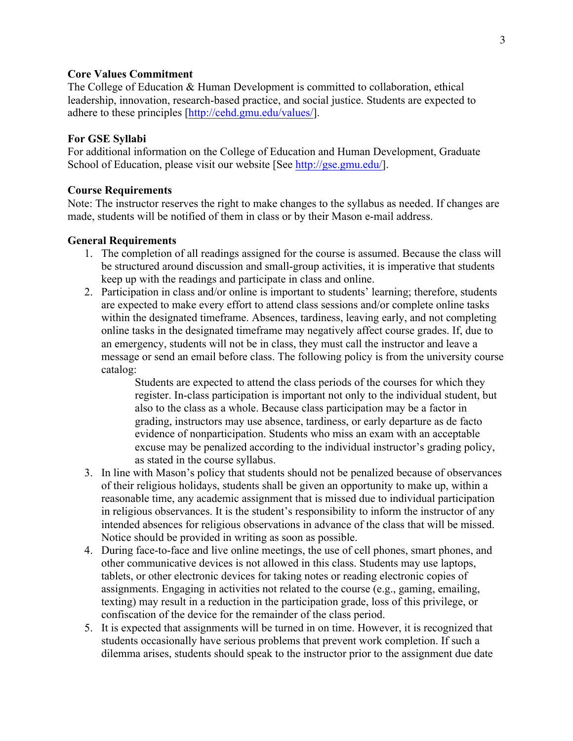**Core Values Commitment**
The College of Education & Human Development is committed to collaboration, ethical leadership, innovation, research-based practice, and social justice. Students are expected to adhere to these principles [http://cehd.gmu.edu/values/].

**For GSE Syllabi**
For additional information on the College of Education and Human Development, Graduate School of Education, please visit our website [See http://gse.gmu.edu/].

**Course Requirements**
Note: The instructor reserves the right to make changes to the syllabus as needed. If changes are made, students will be notified of them in class or by their Mason e-mail address.

**General Requirements**

1. The completion of all readings assigned for the course is assumed. Because the class will be structured around discussion and small-group activities, it is imperative that students keep up with the readings and participate in class and online.
2. Participation in class and/or online is important to students' learning; therefore, students are expected to make every effort to attend class sessions and/or complete online tasks within the designated timeframe. Absences, tardiness, leaving early, and not completing online tasks in the designated timeframe may negatively affect course grades. If, due to an emergency, students will not be in class, they must call the instructor and leave a message or send an email before class. The following policy is from the university course catalog:

    > Students are expected to attend the class periods of the courses for which they register. In-class participation is important not only to the individual student, but also to the class as a whole. Because class participation may be a factor in grading, instructors may use absence, tardiness, or early departure as de facto evidence of nonparticipation. Students who miss an exam with an acceptable excuse may be penalized according to the individual instructor's grading policy, as stated in the course syllabus.

3. In line with Mason's policy that students should not be penalized because of observances of their religious holidays, students shall be given an opportunity to make up, within a reasonable time, any academic assignment that is missed due to individual participation in religious observances. It is the student's responsibility to inform the instructor of any intended absences for religious observations in advance of the class that will be missed. Notice should be provided in writing as soon as possible.
4. During face-to-face and live online meetings, the use of cell phones, smart phones, and other communicative devices is not allowed in this class. Students may use laptops, tablets, or other electronic devices for taking notes or reading electronic copies of assignments. Engaging in activities not related to the course (e.g., gaming, emailing, texting) may result in a reduction in the participation grade, loss of this privilege, or confiscation of the device for the remainder of the class period.
5. It is expected that assignments will be turned in on time. However, it is recognized that students occasionally have serious problems that prevent work completion. If such a dilemma arises, students should speak to the instructor prior to the assignment due date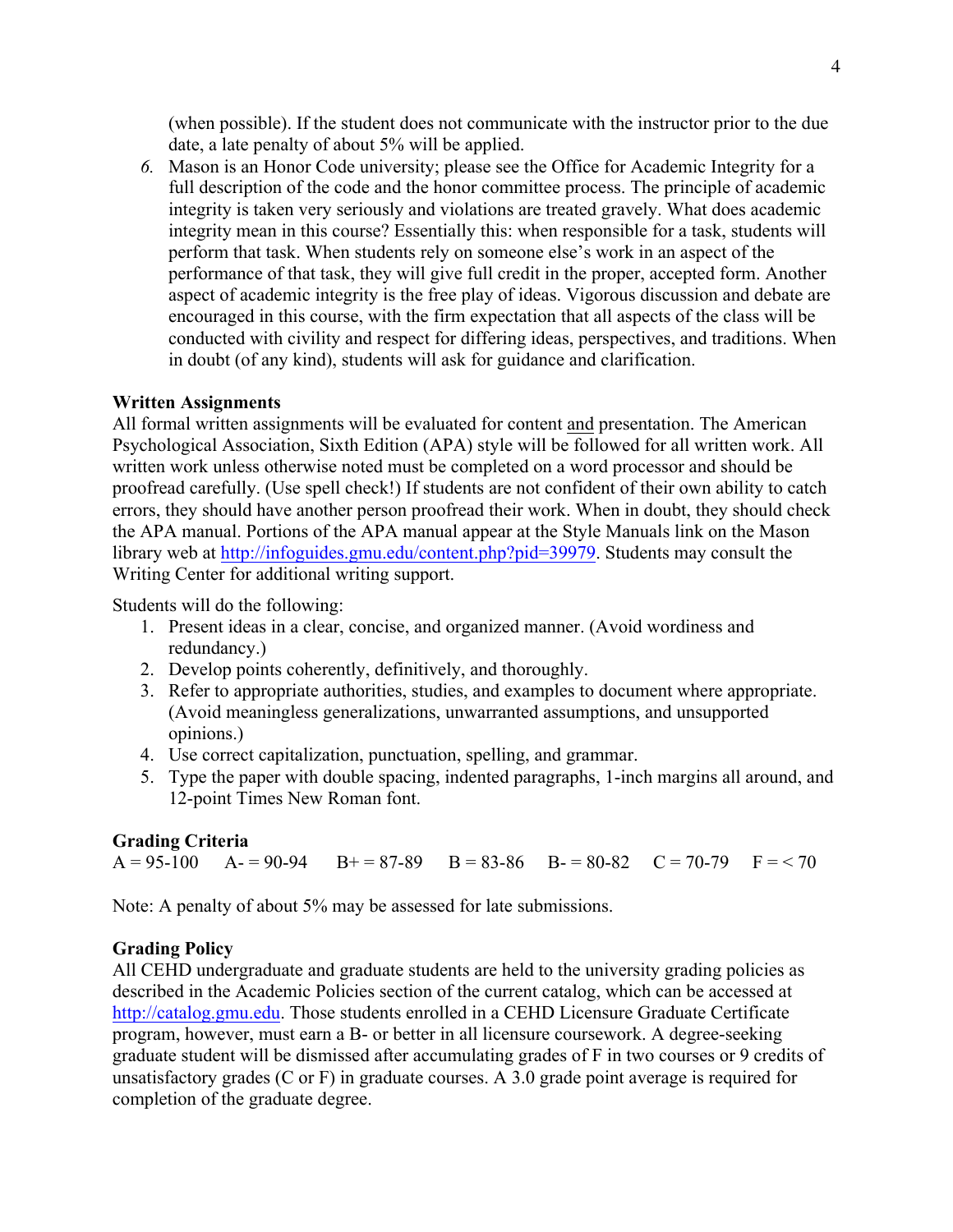(when possible). If the student does not communicate with the instructor prior to the due date, a late penalty of about 5% will be applied.

6. Mason is an Honor Code university; please see the Office for Academic Integrity for a full description of the code and the honor committee process. The principle of academic integrity is taken very seriously and violations are treated gravely. What does academic integrity mean in this course? Essentially this: when responsible for a task, students will perform that task. When students rely on someone else's work in an aspect of the performance of that task, they will give full credit in the proper, accepted form. Another aspect of academic integrity is the free play of ideas. Vigorous discussion and debate are encouraged in this course, with the firm expectation that all aspects of the class will be conducted with civility and respect for differing ideas, perspectives, and traditions. When in doubt (of any kind), students will ask for guidance and clarification.

**Written Assignments**

All formal written assignments will be evaluated for content <u>and</u> presentation. The American Psychological Association, Sixth Edition (APA) style will be followed for all written work. All written work unless otherwise noted must be completed on a word processor and should be proofread carefully. (Use spell check!) If students are not confident of their own ability to catch errors, they should have another person proofread their work. When in doubt, they should check the APA manual. Portions of the APA manual appear at the Style Manuals link on the Mason library web at http://infoguides.gmu.edu/content.php?pid=39979. Students may consult the Writing Center for additional writing support.

Students will do the following:

1. Present ideas in a clear, concise, and organized manner. (Avoid wordiness and redundancy.)
2. Develop points coherently, definitively, and thoroughly.
3. Refer to appropriate authorities, studies, and examples to document where appropriate. (Avoid meaningless generalizations, unwarranted assumptions, and unsupported opinions.)
4. Use correct capitalization, punctuation, spelling, and grammar.
5. Type the paper with double spacing, indented paragraphs, 1-inch margins all around, and 12-point Times New Roman font.

**Grading Criteria**

A = 95-100 A- = 90-94 B+ = 87-89 B = 83-86 B- = 80-82 C = 70-79 F = < 70

Note: A penalty of about 5% may be assessed for late submissions.

**Grading Policy**

All CEHD undergraduate and graduate students are held to the university grading policies as described in the Academic Policies section of the current catalog, which can be accessed at http://catalog.gmu.edu. Those students enrolled in a CEHD Licensure Graduate Certificate program, however, must earn a B- or better in all licensure coursework. A degree-seeking graduate student will be dismissed after accumulating grades of F in two courses or 9 credits of unsatisfactory grades (C or F) in graduate courses. A 3.0 grade point average is required for completion of the graduate degree.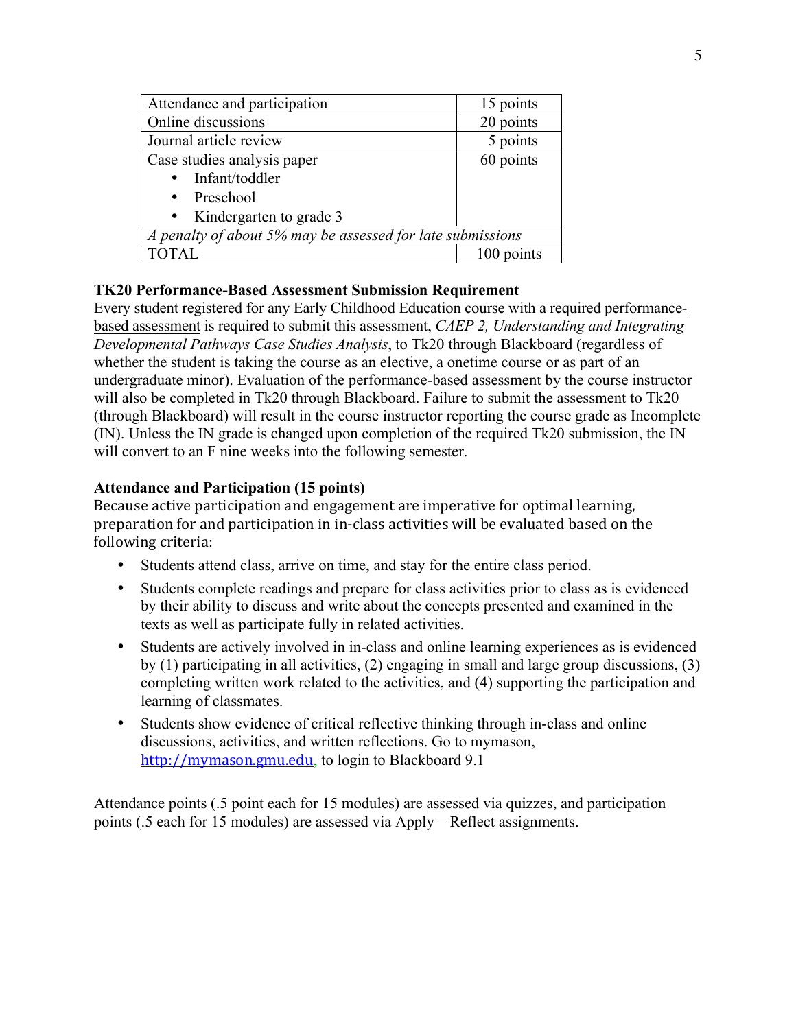| Attendance and participation | 15 points |
|---|---|
| Online discussions | 20 points |
| Journal article review | 5 points |
| Case studies analysis paper<br>• Infant/toddler<br>• Preschool<br>• Kindergarten to grade 3 | 60 points |
| *A penalty of about 5% may be assessed for late submissions* | |
| TOTAL | 100 points |

**TK20 Performance-Based Assessment Submission Requirement**

Every student registered for any Early Childhood Education course with a required performance-based assessment is required to submit this assessment, *CAEP 2, Understanding and Integrating Developmental Pathways Case Studies Analysis*, to Tk20 through Blackboard (regardless of whether the student is taking the course as an elective, a onetime course or as part of an undergraduate minor). Evaluation of the performance-based assessment by the course instructor will also be completed in Tk20 through Blackboard. Failure to submit the assessment to Tk20 (through Blackboard) will result in the course instructor reporting the course grade as Incomplete (IN). Unless the IN grade is changed upon completion of the required Tk20 submission, the IN will convert to an F nine weeks into the following semester.

**Attendance and Participation (15 points)**

Because active participation and engagement are imperative for optimal learning, preparation for and participation in in-class activities will be evaluated based on the following criteria:

- Students attend class, arrive on time, and stay for the entire class period.
- Students complete readings and prepare for class activities prior to class as is evidenced by their ability to discuss and write about the concepts presented and examined in the texts as well as participate fully in related activities.
- Students are actively involved in in-class and online learning experiences as is evidenced by (1) participating in all activities, (2) engaging in small and large group discussions, (3) completing written work related to the activities, and (4) supporting the participation and learning of classmates.
- Students show evidence of critical reflective thinking through in-class and online discussions, activities, and written reflections. Go to mymason, http://mymason.gmu.edu, to login to Blackboard 9.1

Attendance points (.5 point each for 15 modules) are assessed via quizzes, and participation points (.5 each for 15 modules) are assessed via Apply – Reflect assignments.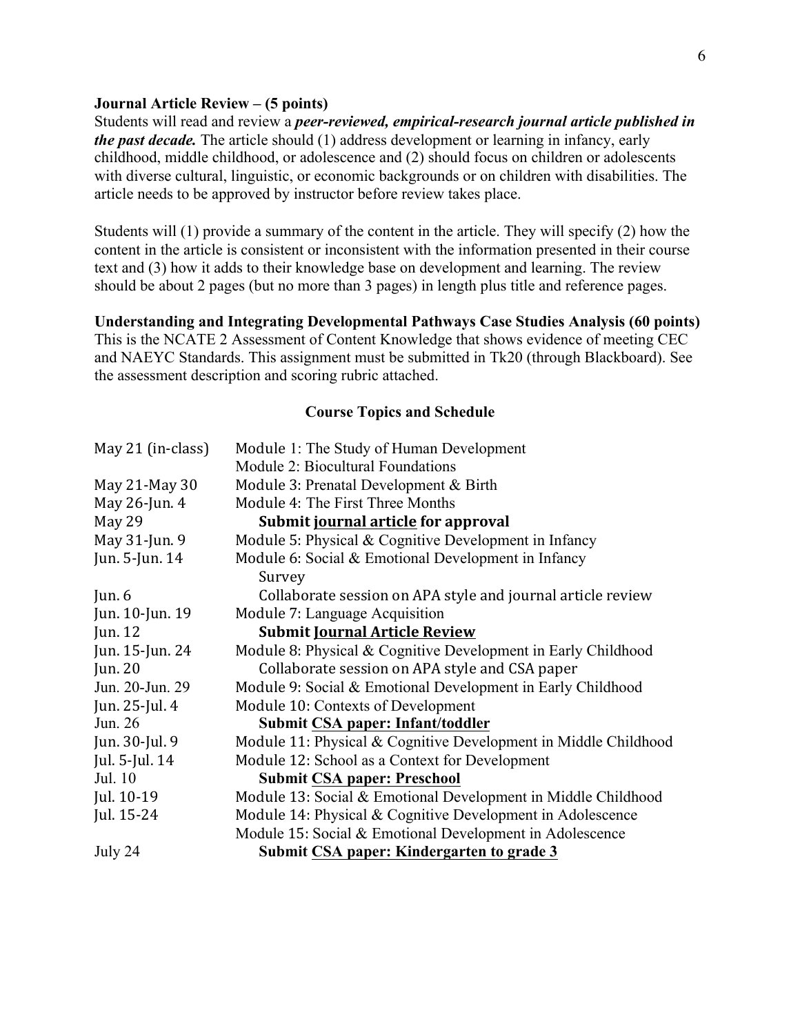**Journal Article Review – (5 points)**

Students will read and review a ***peer-reviewed, empirical-research journal article published in the past decade.*** The article should (1) address development or learning in infancy, early childhood, middle childhood, or adolescence and (2) should focus on children or adolescents with diverse cultural, linguistic, or economic backgrounds or on children with disabilities. The article needs to be approved by instructor before review takes place.

Students will (1) provide a summary of the content in the article. They will specify (2) how the content in the article is consistent or inconsistent with the information presented in their course text and (3) how it adds to their knowledge base on development and learning. The review should be about 2 pages (but no more than 3 pages) in length plus title and reference pages.

**Understanding and Integrating Developmental Pathways Case Studies Analysis (60 points)**

This is the NCATE 2 Assessment of Content Knowledge that shows evidence of meeting CEC and NAEYC Standards. This assignment must be submitted in Tk20 (through Blackboard). See the assessment description and scoring rubric attached.

## Course Topics and Schedule

| | |
|---|---|
| May 21 (in-class) | Module 1: The Study of Human Development<br>Module 2: Biocultural Foundations |
| May 21-May 30 | Module 3: Prenatal Development & Birth |
| May 26-Jun. 4 | Module 4: The First Three Months |
| May 29 | **Submit <u>journal article</u> for approval** |
| May 31-Jun. 9 | Module 5: Physical & Cognitive Development in Infancy |
| Jun. 5-Jun. 14 | Module 6: Social & Emotional Development in Infancy<br>Survey |
| Jun. 6 | Collaborate session on APA style and journal article review |
| Jun. 10-Jun. 19 | Module 7: Language Acquisition |
| Jun. 12 | **Submit <u>Journal Article Review</u>** |
| Jun. 15-Jun. 24 | Module 8: Physical & Cognitive Development in Early Childhood |
| Jun. 20 | Collaborate session on APA style and CSA paper |
| Jun. 20-Jun. 29 | Module 9: Social & Emotional Development in Early Childhood |
| Jun. 25-Jul. 4 | Module 10: Contexts of Development |
| Jun. 26 | **Submit <u>CSA paper: Infant/toddler</u>** |
| Jun. 30-Jul. 9 | Module 11: Physical & Cognitive Development in Middle Childhood |
| Jul. 5-Jul. 14 | Module 12: School as a Context for Development |
| Jul. 10 | **Submit <u>CSA paper: Preschool</u>** |
| Jul. 10-19 | Module 13: Social & Emotional Development in Middle Childhood |
| Jul. 15-24 | Module 14: Physical & Cognitive Development in Adolescence<br>Module 15: Social & Emotional Development in Adolescence |
| July 24 | **Submit <u>CSA paper: Kindergarten to grade 3</u>** |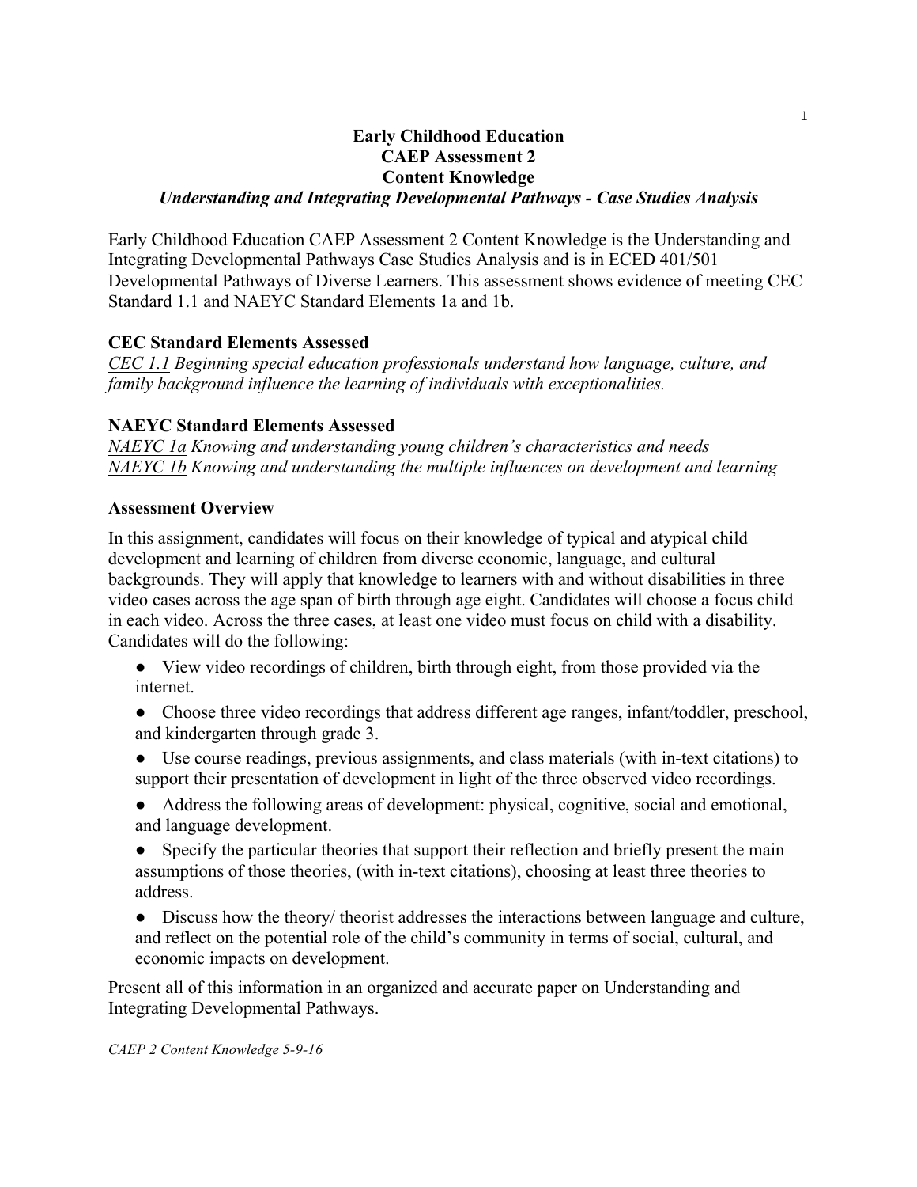**Early Childhood Education**
**CAEP Assessment 2**
**Content Knowledge**
***Understanding and Integrating Developmental Pathways - Case Studies Analysis***

Early Childhood Education CAEP Assessment 2 Content Knowledge is the Understanding and Integrating Developmental Pathways Case Studies Analysis and is in ECED 401/501 Developmental Pathways of Diverse Learners. This assessment shows evidence of meeting CEC Standard 1.1 and NAEYC Standard Elements 1a and 1b.

### CEC Standard Elements Assessed

*CEC 1.1 Beginning special education professionals understand how language, culture, and family background influence the learning of individuals with exceptionalities.*

### NAEYC Standard Elements Assessed

*NAEYC 1a Knowing and understanding young children's characteristics and needs*
*NAEYC 1b Knowing and understanding the multiple influences on development and learning*

### Assessment Overview

In this assignment, candidates will focus on their knowledge of typical and atypical child development and learning of children from diverse economic, language, and cultural backgrounds. They will apply that knowledge to learners with and without disabilities in three video cases across the age span of birth through age eight. Candidates will choose a focus child in each video. Across the three cases, at least one video must focus on child with a disability. Candidates will do the following:

- View video recordings of children, birth through eight, from those provided via the internet.
- Choose three video recordings that address different age ranges, infant/toddler, preschool, and kindergarten through grade 3.
- Use course readings, previous assignments, and class materials (with in-text citations) to support their presentation of development in light of the three observed video recordings.
- Address the following areas of development: physical, cognitive, social and emotional, and language development.
- Specify the particular theories that support their reflection and briefly present the main assumptions of those theories, (with in-text citations), choosing at least three theories to address.
- Discuss how the theory/ theorist addresses the interactions between language and culture, and reflect on the potential role of the child's community in terms of social, cultural, and economic impacts on development.

Present all of this information in an organized and accurate paper on Understanding and Integrating Developmental Pathways.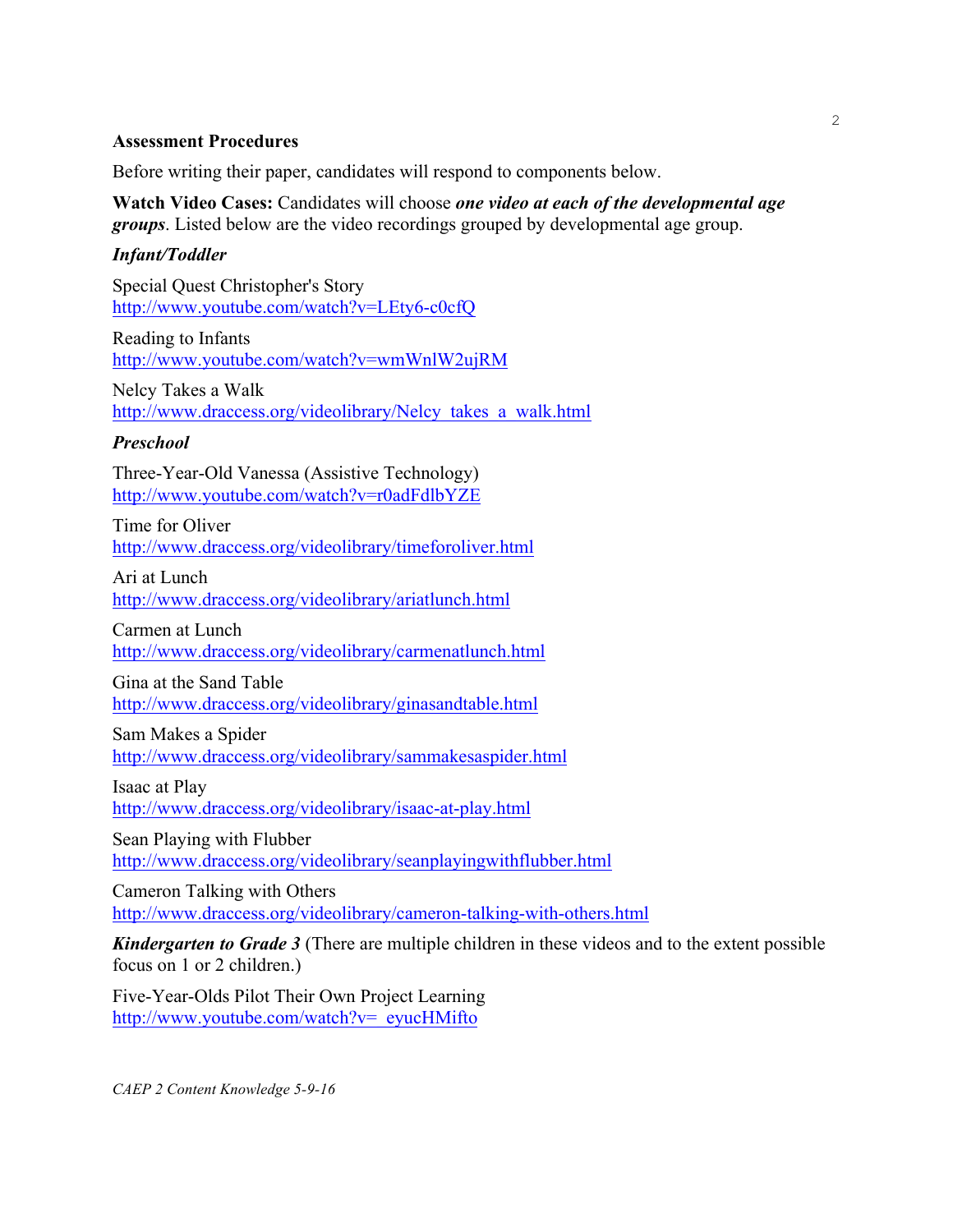**Assessment Procedures**

Before writing their paper, candidates will respond to components below.

**Watch Video Cases:** Candidates will choose ***one video at each of the developmental age groups***. Listed below are the video recordings grouped by developmental age group.

***Infant/Toddler***

Special Quest Christopher's Story
http://www.youtube.com/watch?v=LEty6-c0cfQ

Reading to Infants
http://www.youtube.com/watch?v=wmWnlW2ujRM

Nelcy Takes a Walk
http://www.draccess.org/videolibrary/Nelcy_takes_a_walk.html

***Preschool***

Three-Year-Old Vanessa (Assistive Technology)
http://www.youtube.com/watch?v=r0adFdlbYZE

Time for Oliver
http://www.draccess.org/videolibrary/timeforoliver.html

Ari at Lunch
http://www.draccess.org/videolibrary/ariatlunch.html

Carmen at Lunch
http://www.draccess.org/videolibrary/carmenatlunch.html

Gina at the Sand Table
http://www.draccess.org/videolibrary/ginasandtable.html

Sam Makes a Spider
http://www.draccess.org/videolibrary/sammakesaspider.html

Isaac at Play
http://www.draccess.org/videolibrary/isaac-at-play.html

Sean Playing with Flubber
http://www.draccess.org/videolibrary/seanplayingwithflubber.html

Cameron Talking with Others
http://www.draccess.org/videolibrary/cameron-talking-with-others.html

***Kindergarten to Grade 3*** (There are multiple children in these videos and to the extent possible focus on 1 or 2 children.)

Five-Year-Olds Pilot Their Own Project Learning
http://www.youtube.com/watch?v=_eyucHMifto

*CAEP 2 Content Knowledge 5-9-16*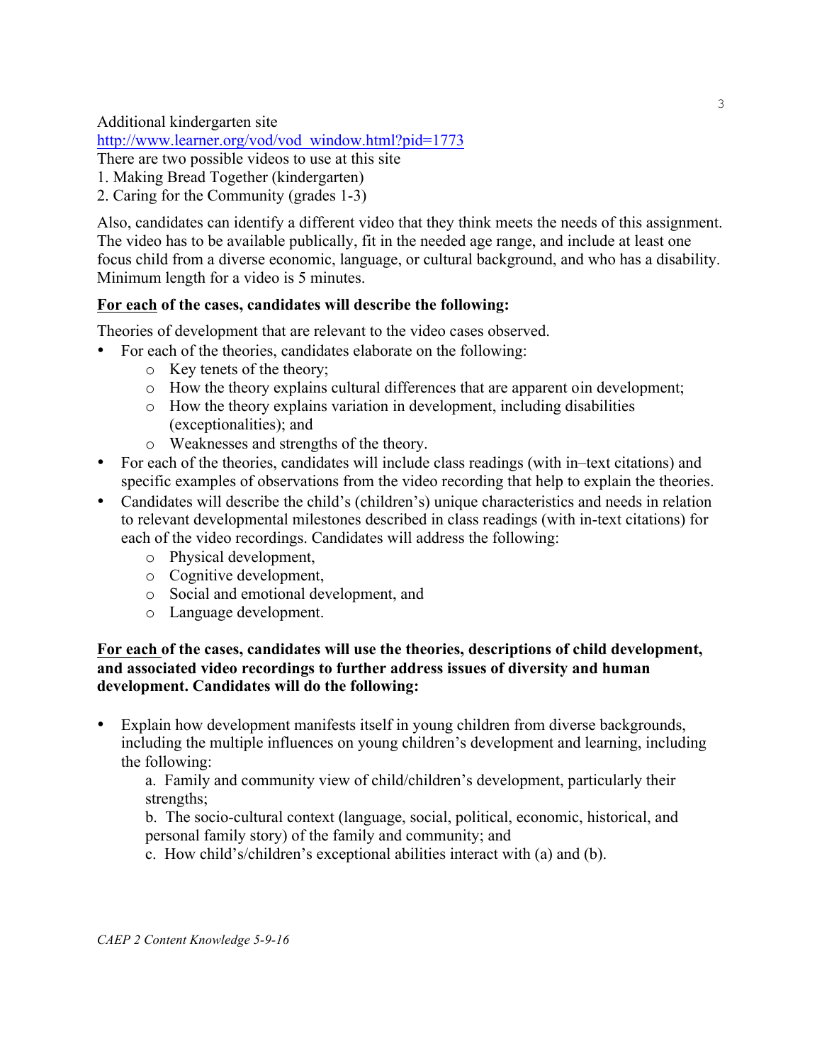Additional kindergarten site

http://www.learner.org/vod/vod_window.html?pid=1773

There are two possible videos to use at this site

1. Making Bread Together (kindergarten)
2. Caring for the Community (grades 1-3)

Also, candidates can identify a different video that they think meets the needs of this assignment. The video has to be available publically, fit in the needed age range, and include at least one focus child from a diverse economic, language, or cultural background, and who has a disability. Minimum length for a video is 5 minutes.

**<u>For each</u> of the cases, candidates will describe the following:**

Theories of development that are relevant to the video cases observed.

- For each of the theories, candidates elaborate on the following:
  - Key tenets of the theory;
  - How the theory explains cultural differences that are apparent oin development;
  - How the theory explains variation in development, including disabilities (exceptionalities); and
  - Weaknesses and strengths of the theory.
- For each of the theories, candidates will include class readings (with in–text citations) and specific examples of observations from the video recording that help to explain the theories.
- Candidates will describe the child's (children's) unique characteristics and needs in relation to relevant developmental milestones described in class readings (with in-text citations) for each of the video recordings. Candidates will address the following:
  - Physical development,
  - Cognitive development,
  - Social and emotional development, and
  - Language development.

**<u>For each</u> of the cases, candidates will use the theories, descriptions of child development, and associated video recordings to further address issues of diversity and human development. Candidates will do the following:**

- Explain how development manifests itself in young children from diverse backgrounds, including the multiple influences on young children's development and learning, including the following:

  a. Family and community view of child/children's development, particularly their strengths;

  b. The socio-cultural context (language, social, political, economic, historical, and personal family story) of the family and community; and

  c. How child's/children's exceptional abilities interact with (a) and (b).

*CAEP 2 Content Knowledge 5-9-16*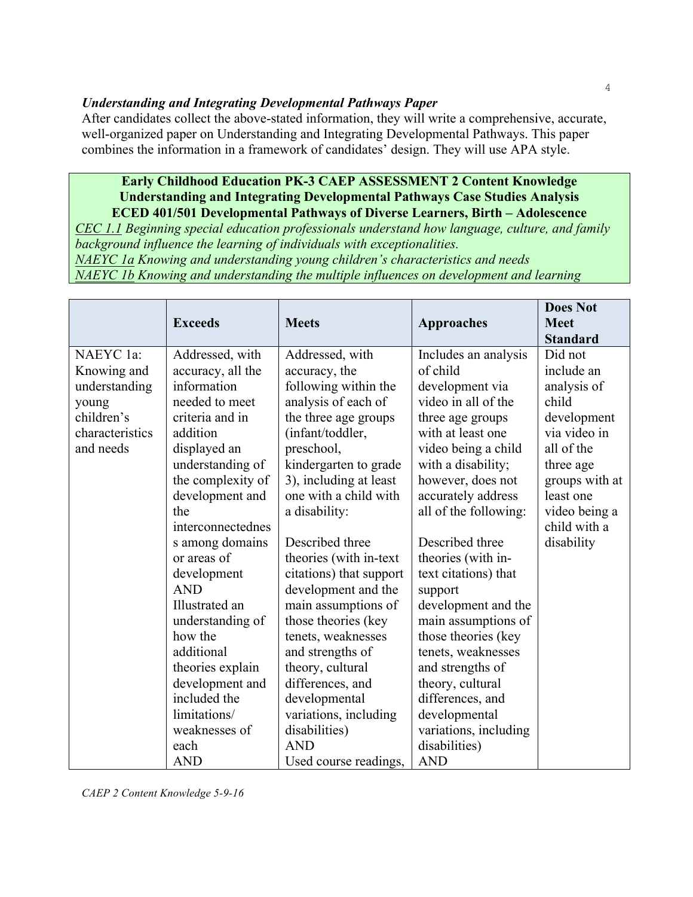***Understanding and Integrating Developmental Pathways Paper***

After candidates collect the above-stated information, they will write a comprehensive, accurate, well-organized paper on Understanding and Integrating Developmental Pathways. This paper combines the information in a framework of candidates' design. They will use APA style.

**Early Childhood Education PK-3 CAEP ASSESSMENT 2 Content Knowledge**
**Understanding and Integrating Developmental Pathways Case Studies Analysis**
**ECED 401/501 Developmental Pathways of Diverse Learners, Birth – Adolescence**

*CEC 1.1 Beginning special education professionals understand how language, culture, and family background influence the learning of individuals with exceptionalities.*

*NAEYC 1a Knowing and understanding young children's characteristics and needs*

*NAEYC 1b Knowing and understanding the multiple influences on development and learning*

| | **Exceeds** | **Meets** | **Approaches** | **Does Not Meet Standard** |
|---|---|---|---|---|
| NAEYC 1a: Knowing and understanding young children's characteristics and needs | Addressed, with accuracy, all the information needed to meet criteria and in addition displayed an understanding of the complexity of development and the interconnectedness among domains or areas of development<br>AND<br>Illustrated an understanding of how the additional theories explain development and included the limitations/ weaknesses of each<br>AND | Addressed, with accuracy, the following within the analysis of each of the three age groups (infant/toddler, preschool, kindergarten to grade 3), including at least one with a child with a disability:<br><br>Described three theories (with in-text citations) that support development and the main assumptions of those theories (key tenets, weaknesses and strengths of theory, cultural differences, and developmental variations, including disabilities)<br>AND<br>Used course readings, | Includes an analysis of child development via video in all of the three age groups with at least one video being a child with a disability; however, does not accurately address all of the following:<br><br>Described three theories (with in-text citations) that support development and the main assumptions of those theories (key tenets, weaknesses and strengths of theory, cultural differences, and developmental variations, including disabilities)<br>AND | Did not include an analysis of child development via video in all of the three age groups with at least one video being a child with a disability |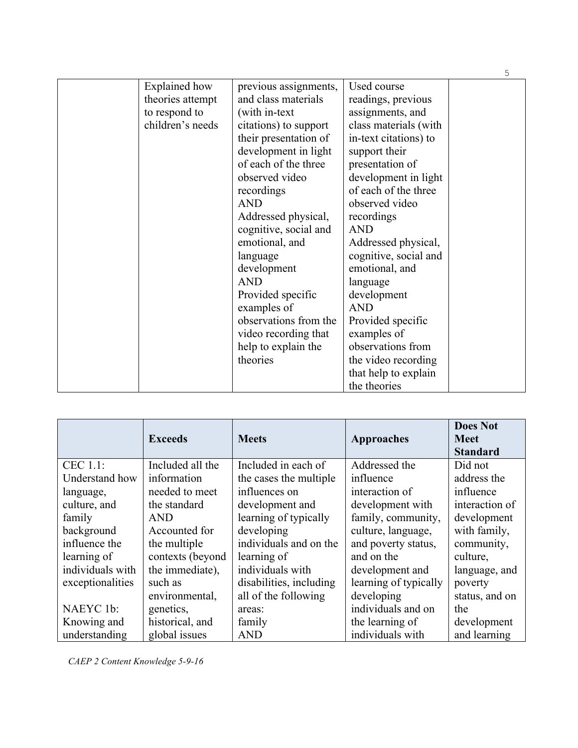| | Explained how theories attempt to respond to children's needs | previous assignments, and class materials (with in-text citations) to support their presentation of development in light of each of the three observed video recordings AND Addressed physical, cognitive, social and emotional, and language development AND Provided specific examples of observations from the video recording that help to explain the theories | Used course readings, previous assignments, and class materials (with in-text citations) to support their presentation of development in light of each of the three observed video recordings AND Addressed physical, cognitive, social and emotional, and language development AND Provided specific examples of observations from the video recording that help to explain the theories | |
|---|---|---|---|---|

| | **Exceeds** | **Meets** | **Approaches** | **Does Not Meet Standard** |
|---|---|---|---|---|
| CEC 1.1: Understand how language, culture, and family background influence the learning of individuals with exceptionalities<br><br>NAEYC 1b: Knowing and understanding | Included all the information needed to meet the standard AND Accounted for the multiple contexts (beyond the immediate), such as environmental, genetics, historical, and global issues | Included in each of the cases the multiple influences on development and learning of typically developing individuals and on the learning of individuals with disabilities, including all of the following areas: family AND | Addressed the influence interaction of development with family, community, culture, language, and poverty status, and on the development and learning of typically developing individuals and on the learning of individuals with | Did not address the influence interaction of development with family, community, culture, language, and poverty status, and on the development and learning |

*CAEP 2 Content Knowledge 5-9-16*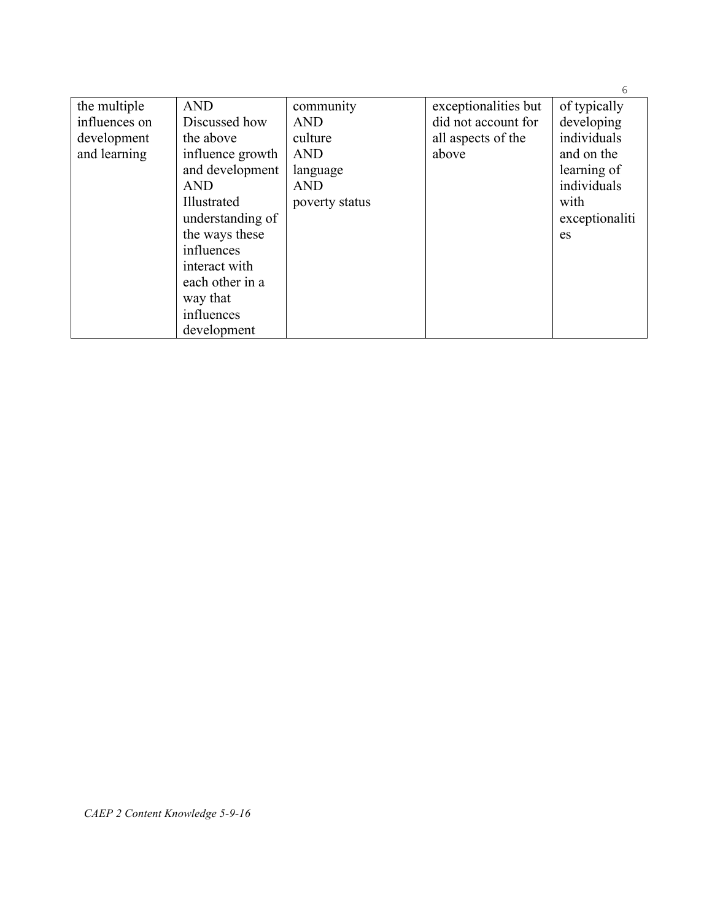| | | | | |
|---|---|---|---|---|
| the multiple influences on development and learning | AND Discussed how the above influence growth and development AND Illustrated understanding of the ways these influences interact with each other in a way that influences development | community AND culture AND language AND poverty status | exceptionalities but did not account for all aspects of the above | of typically developing individuals and on the learning of individuals with exceptionalities |